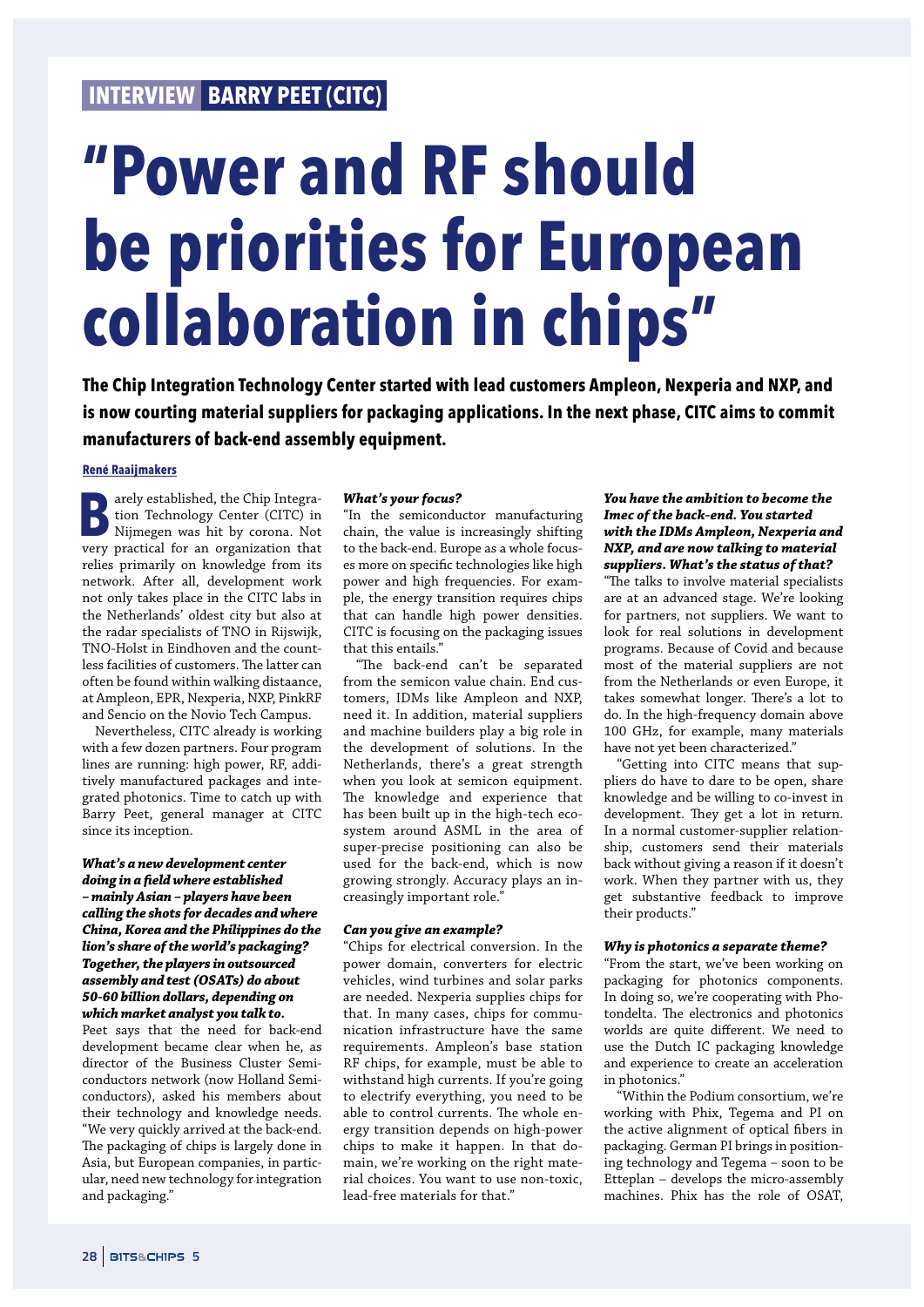**INTERVIEW BARRY PEET (CITC)**

# "Power and RF should be priorities for European collaboration in chips"

**The Chip Integration Technology Center started with lead customers Ampleon, Nexperia and NXP, and is now courting material suppliers for packaging applications. In the next phase, CITC aims to commit manufacturers of back-end assembly equipment.**

René Raaijmakers

Barely established, the Chip Integration Technology Center (CITC) in Nijmegen was hit by corona. Not very practical for an organization that relies primarily on knowledge from its network. After all, development work not only takes place in the CITC labs in the Netherlands' oldest city but also at the radar specialists of TNO in Rijswijk, TNO-Holst in Eindhoven and the countless facilities of customers. The latter can often be found within walking distaance, at Ampleon, EPR, Nexperia, NXP, PinkRF and Sencio on the Novio Tech Campus.

Nevertheless, CITC already is working with a few dozen partners. Four program lines are running: high power, RF, additively manufactured packages and integrated photonics. Time to catch up with Barry Peet, general manager at CITC since its inception.

***What's a new development center doing in a field where established – mainly Asian – players have been calling the shots for decades and where China, Korea and the Philippines do the lion's share of the world's packaging? Together, the players in outsourced assembly and test (OSATs) do about 50-60 billion dollars, depending on which market analyst you talk to.***

Peet says that the need for back-end development became clear when he, as director of the Business Cluster Semiconductors network (now Holland Semiconductors), asked his members about their technology and knowledge needs. "We very quickly arrived at the back-end. The packaging of chips is largely done in Asia, but European companies, in particular, need new technology for integration and packaging."

***What's your focus?***

"In the semiconductor manufacturing chain, the value is increasingly shifting to the back-end. Europe as a whole focuses more on specific technologies like high power and high frequencies. For example, the energy transition requires chips that can handle high power densities. CITC is focusing on the packaging issues that this entails."

"The back-end can't be separated from the semicon value chain. End customers, IDMs like Ampleon and NXP, need it. In addition, material suppliers and machine builders play a big role in the development of solutions. In the Netherlands, there's a great strength when you look at semicon equipment. The knowledge and experience that has been built up in the high-tech ecosystem around ASML in the area of super-precise positioning can also be used for the back-end, which is now growing strongly. Accuracy plays an increasingly important role."

***Can you give an example?***

"Chips for electrical conversion. In the power domain, converters for electric vehicles, wind turbines and solar parks are needed. Nexperia supplies chips for that. In many cases, chips for communication infrastructure have the same requirements. Ampleon's base station RF chips, for example, must be able to withstand high currents. If you're going to electrify everything, you need to be able to control currents. The whole energy transition depends on high-power chips to make it happen. In that domain, we're working on the right material choices. You want to use non-toxic, lead-free materials for that."

***You have the ambition to become the Imec of the back-end. You started with the IDMs Ampleon, Nexperia and NXP, and are now talking to material suppliers. What's the status of that?***

"The talks to involve material specialists are at an advanced stage. We're looking for partners, not suppliers. We want to look for real solutions in development programs. Because of Covid and because most of the material suppliers are not from the Netherlands or even Europe, it takes somewhat longer. There's a lot to do. In the high-frequency domain above 100 GHz, for example, many materials have not yet been characterized."

"Getting into CITC means that suppliers do have to dare to be open, share knowledge and be willing to co-invest in development. They get a lot in return. In a normal customer-supplier relationship, customers send their materials back without giving a reason if it doesn't work. When they partner with us, they get substantive feedback to improve their products."

***Why is photonics a separate theme?***

"From the start, we've been working on packaging for photonics components. In doing so, we're cooperating with Photondelta. The electronics and photonics worlds are quite different. We need to use the Dutch IC packaging knowledge and experience to create an acceleration in photonics."

"Within the Podium consortium, we're working with Phix, Tegema and PI on the active alignment of optical fibers in packaging. German PI brings in positioning technology and Tegema – soon to be Etteplan – develops the micro-assembly machines. Phix has the role of OSAT,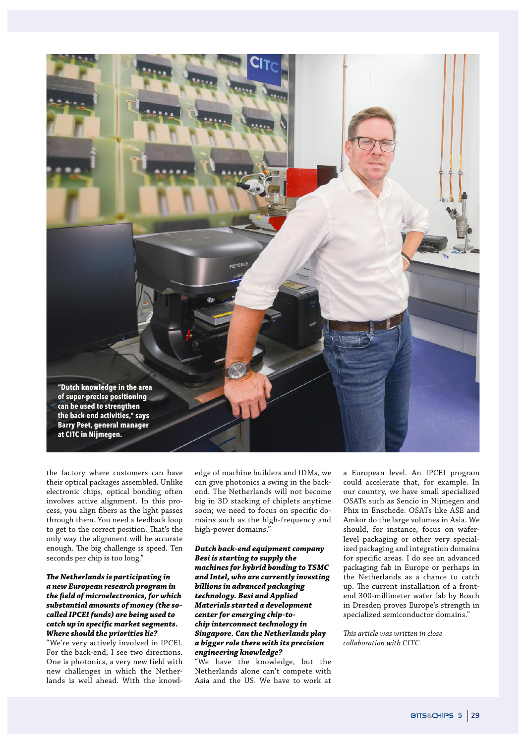"Dutch knowledge in the area of super-precise positioning can be used to strengthen the back-end activities," says Barry Peet, general manager at CITC in Nijmegen.

the factory where customers can have their optical packages assembled. Unlike electronic chips, optical bonding often involves active alignment. In this process, you align fibers as the light passes through them. You need a feedback loop to get to the correct position. That's the only way the alignment will be accurate enough. The big challenge is speed. Ten seconds per chip is too long."

***The Netherlands is participating in a new European research program in the field of microelectronics, for which substantial amounts of money (the so-called IPCEI funds) are being used to catch up in specific market segments. Where should the priorities lie?***

"We're very actively involved in IPCEI. For the back-end, I see two directions. One is photonics, a very new field with new challenges in which the Netherlands is well ahead. With the knowledge of machine builders and IDMs, we can give photonics a swing in the back-end. The Netherlands will not become big in 3D stacking of chiplets anytime soon; we need to focus on specific domains such as the high-frequency and high-power domains."

***Dutch back-end equipment company Besi is starting to supply the machines for hybrid bonding to TSMC and Intel, who are currently investing billions in advanced packaging technology. Besi and Applied Materials started a development center for emerging chip-to-chip interconnect technology in Singapore. Can the Netherlands play a bigger role there with its precision engineering knowledge?***

"We have the knowledge, but the Netherlands alone can't compete with Asia and the US. We have to work at a European level. An IPCEI program could accelerate that, for example. In our country, we have small specialized OSATs such as Sencio in Nijmegen and Phix in Enschede. OSATs like ASE and Amkor do the large volumes in Asia. We should, for instance, focus on wafer-level packaging or other very specialized packaging and integration domains for specific areas. I do see an advanced packaging fab in Europe or perhaps in the Netherlands as a chance to catch up. The current installation of a front-end 300-millimeter wafer fab by Bosch in Dresden proves Europe's strength in specialized semiconductor domains."

*This article was written in close collaboration with CITC.*